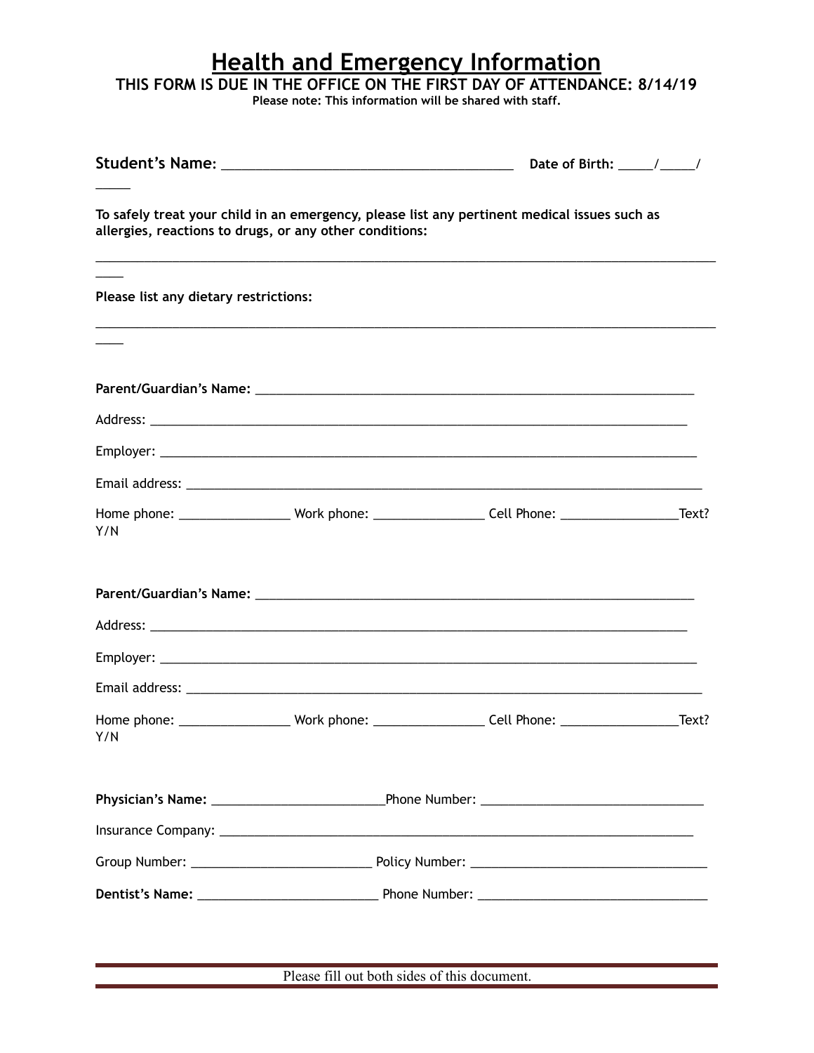# Health and Emergency Information

**THIS FORM IS DUE IN THE OFFICE ON THE FIRST DAY OF ATTENDANCE: 8/14/19**

**Please note: This information will be shared with staff.**

**Student's Name**: _________________________________________ **Date of Birth:** _____/_____/_____

**To safely treat your child in an emergency, please list any pertinent medical issues such as allergies, reactions to drugs, or any other conditions:**

__________________________________________________________________________________________

**Please list any dietary restrictions:**

__________________________________________________________________________________________

**Parent/Guardian's Name:** _______________________________________________________________

Address: _____________________________________________________________________________

Employer: ____________________________________________________________________________

Email address: ________________________________________________________________________

Home phone: ________________ Work phone: ________________ Cell Phone: _________________Text? Y/N

**Parent/Guardian's Name:** _______________________________________________________________

Address: _____________________________________________________________________________

Employer: ____________________________________________________________________________

Email address: ________________________________________________________________________

Home phone: ________________ Work phone: ________________ Cell Phone: _________________Text? Y/N

**Physician's Name:** _________________________Phone Number: ________________________________

Insurance Company: ____________________________________________________________________

Group Number: __________________________ Policy Number: __________________________________

**Dentist's Name:** __________________________ Phone Number: _________________________________

Please fill out both sides of this document.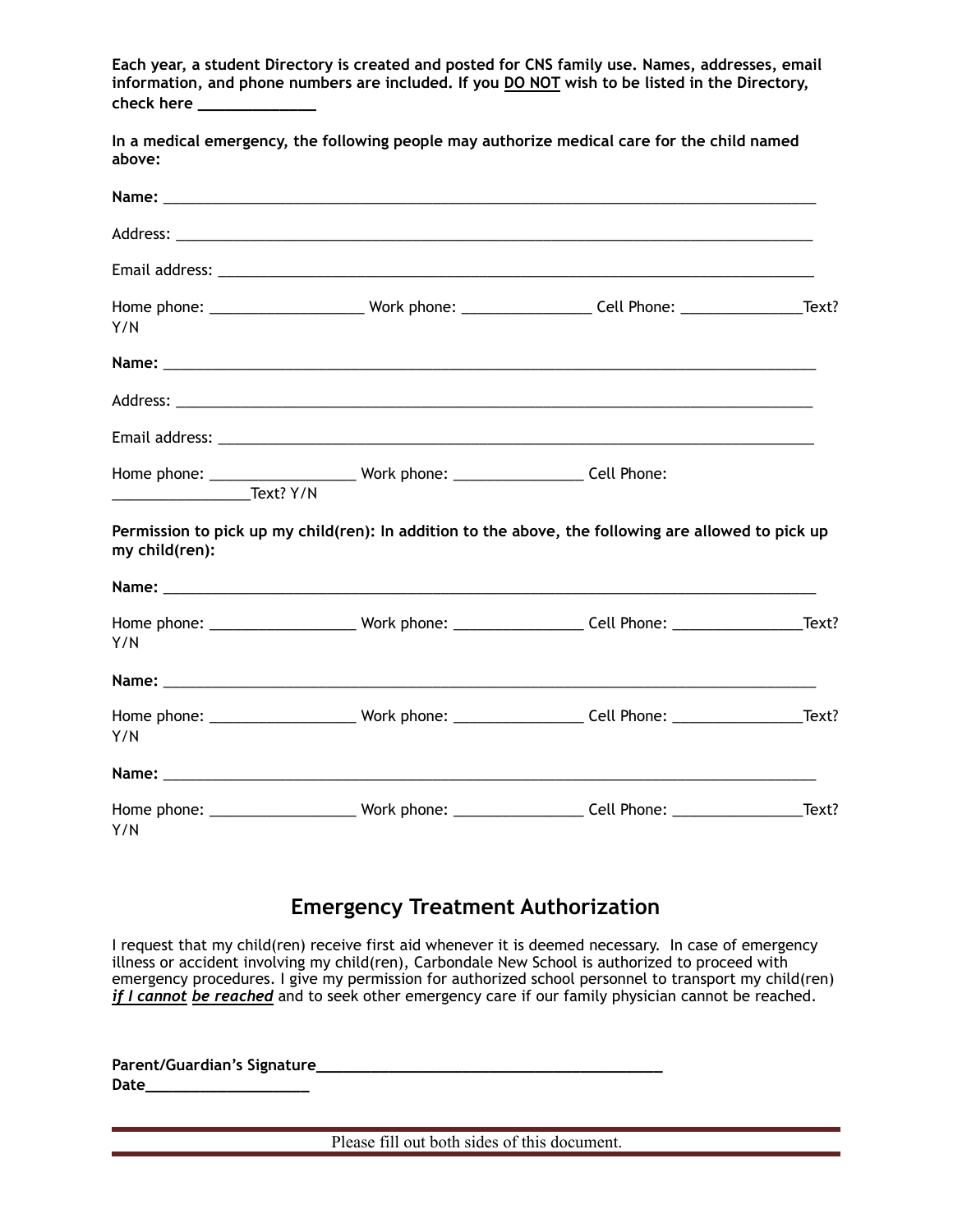**Each year, a student Directory is created and posted for CNS family use. Names, addresses, email information, and phone numbers are included. If you <u>DO NOT</u> wish to be listed in the Directory, check here ______________**

**In a medical emergency, the following people may authorize medical care for the child named above:**

**Name:** ____________________________________________________________________________________

Address: ___________________________________________________________________________________

Email address: ______________________________________________________________________________

Home phone: ___________________ Work phone: ________________ Cell Phone: _______________Text? Y/N

**Name:** ____________________________________________________________________________________

Address: ___________________________________________________________________________________

Email address: ______________________________________________________________________________

Home phone: __________________ Work phone: ________________ Cell Phone: _________________Text? Y/N

**Permission to pick up my child(ren): In addition to the above, the following are allowed to pick up my child(ren):**

**Name:** ____________________________________________________________________________________

Home phone: __________________ Work phone: ________________ Cell Phone: ________________Text? Y/N

**Name:** ____________________________________________________________________________________

Home phone: __________________ Work phone: ________________ Cell Phone: ________________Text? Y/N

**Name:** ____________________________________________________________________________________

Home phone: __________________ Work phone: ________________ Cell Phone: ________________Text? Y/N

## Emergency Treatment Authorization

I request that my child(ren) receive first aid whenever it is deemed necessary. In case of emergency illness or accident involving my child(ren), Carbondale New School is authorized to proceed with emergency procedures. I give my permission for authorized school personnel to transport my child(ren) ***<u>if I cannot</u> <u>be reached</u>*** and to seek other emergency care if our family physician cannot be reached.

**Parent/Guardian's Signature___________________________________________**
**Date____________________**

Please fill out both sides of this document.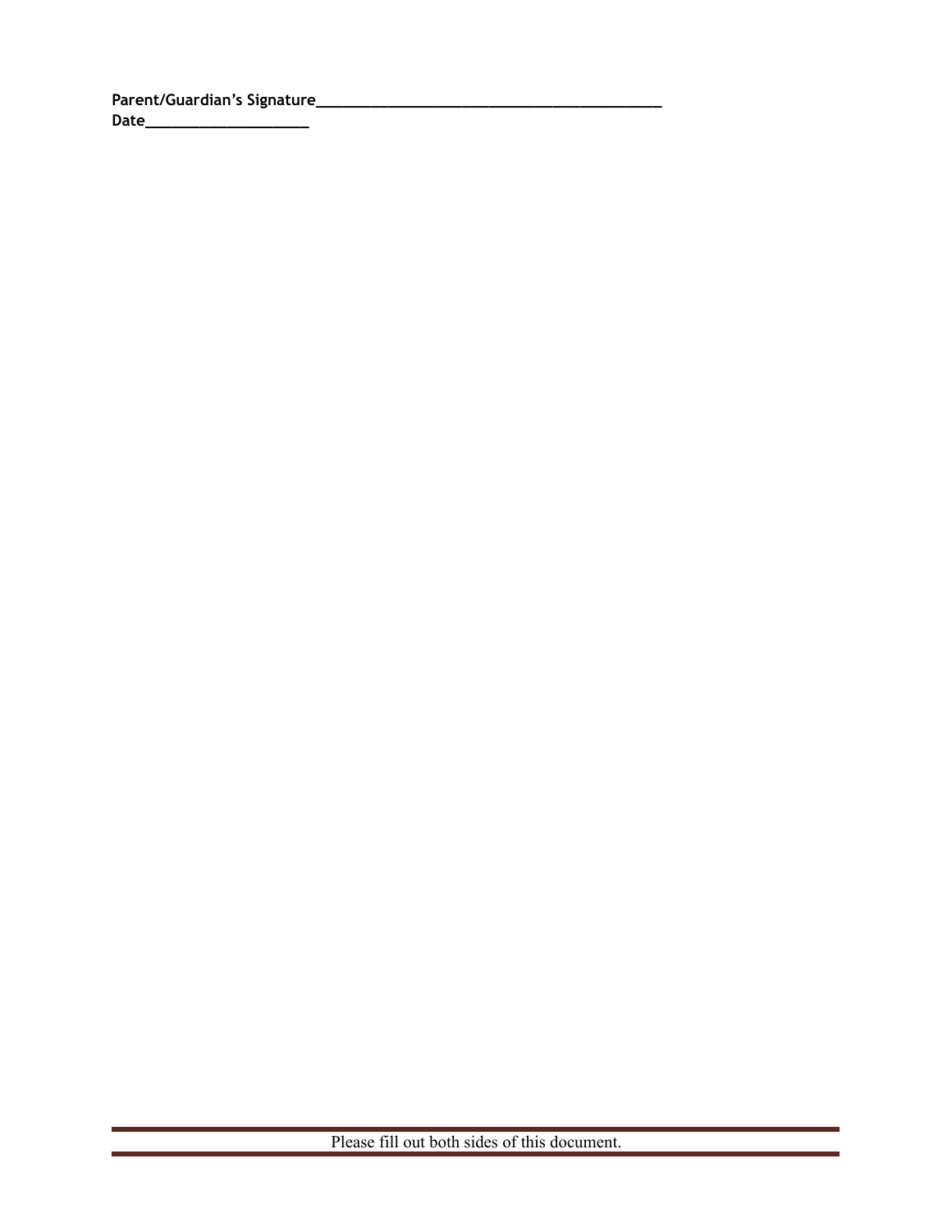**Parent/Guardian's Signature___________________________________________**
**Date____________________**

Please fill out both sides of this document.